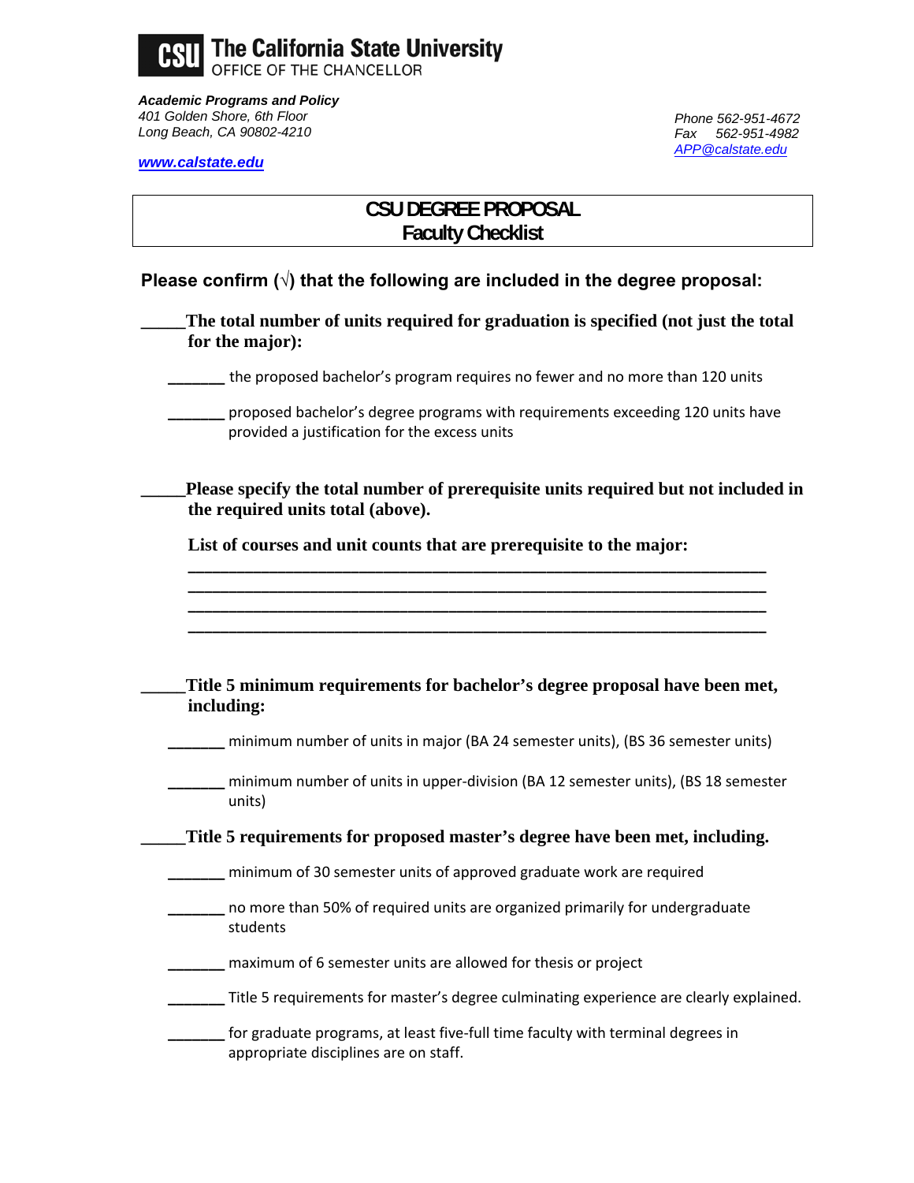**CSU** The California State University
OFFICE OF THE CHANCELLOR

***Academic Programs and Policy***
*401 Golden Shore, 6th Floor*
*Long Beach, CA 90802-4210*

***www.calstate.edu***

*Phone 562-951-4672*
*Fax 562-951-4982*
*APP@calstate.edu*

# CSU DEGREE PROPOSAL
# Faculty Checklist

**Please confirm (√) that the following are included in the degree proposal:**

**_____The total number of units required for graduation is specified (not just the total for the major):**

- ______ the proposed bachelor's program requires no fewer and no more than 120 units
- ______ proposed bachelor's degree programs with requirements exceeding 120 units have provided a justification for the excess units

**_____Please specify the total number of prerequisite units required but not included in the required units total (above).**

**List of courses and unit counts that are prerequisite to the major:**

______________________________________________________________

______________________________________________________________

______________________________________________________________

______________________________________________________________

**_____Title 5 minimum requirements for bachelor's degree proposal have been met, including:**

- ______ minimum number of units in major (BA 24 semester units), (BS 36 semester units)
- ______ minimum number of units in upper-division (BA 12 semester units), (BS 18 semester units)

**_____Title 5 requirements for proposed master's degree have been met, including.**

- ______ minimum of 30 semester units of approved graduate work are required
- ______ no more than 50% of required units are organized primarily for undergraduate students
- ______ maximum of 6 semester units are allowed for thesis or project
- ______ Title 5 requirements for master's degree culminating experience are clearly explained.
- ______ for graduate programs, at least five-full time faculty with terminal degrees in appropriate disciplines are on staff.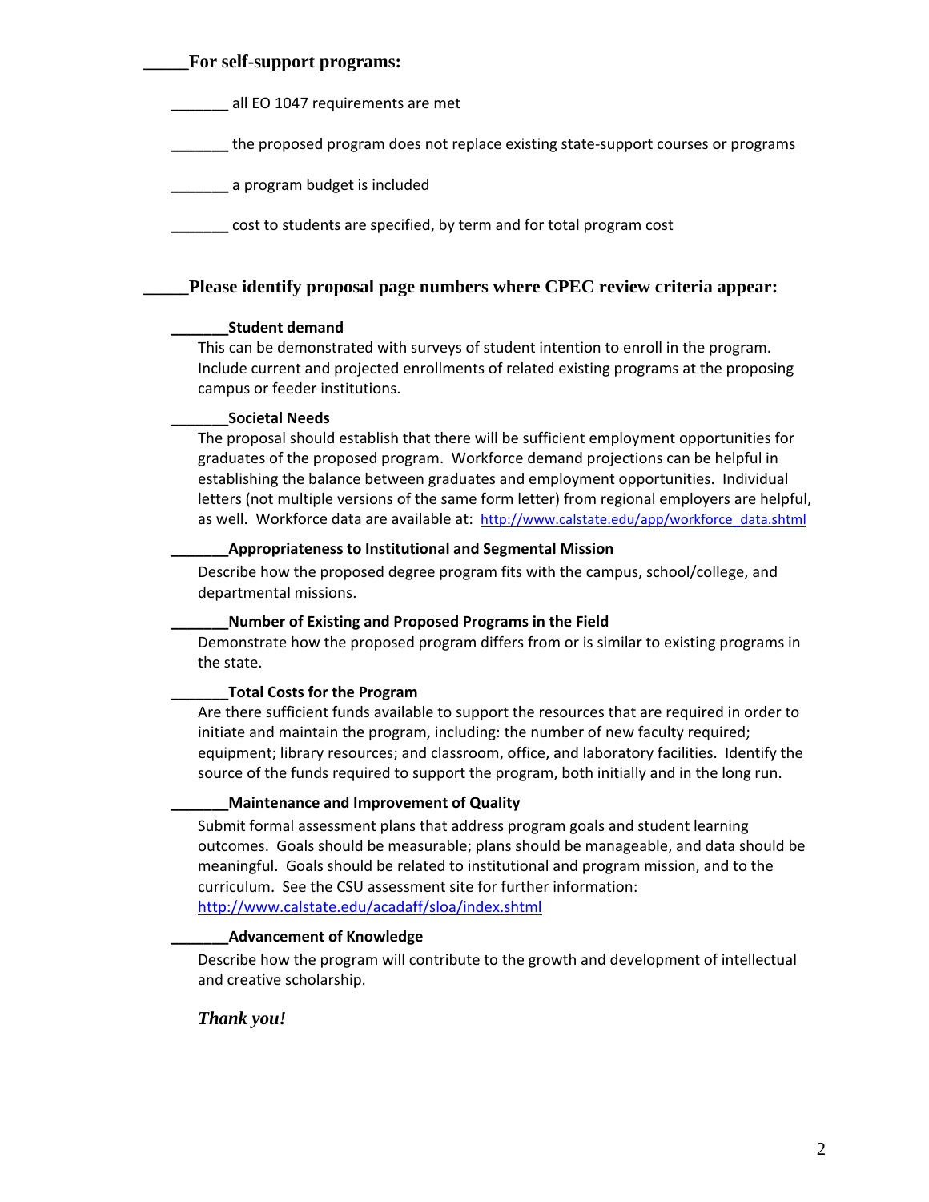_____**For self-support programs:**

_______ all EO 1047 requirements are met

_______ the proposed program does not replace existing state-support courses or programs

_______ a program budget is included

_______ cost to students are specified, by term and for total program cost

_____**Please identify proposal page numbers where CPEC review criteria appear:**

_______**Student demand**

This can be demonstrated with surveys of student intention to enroll in the program. Include current and projected enrollments of related existing programs at the proposing campus or feeder institutions.

_______**Societal Needs**

The proposal should establish that there will be sufficient employment opportunities for graduates of the proposed program. Workforce demand projections can be helpful in establishing the balance between graduates and employment opportunities. Individual letters (not multiple versions of the same form letter) from regional employers are helpful, as well. Workforce data are available at: http://www.calstate.edu/app/workforce_data.shtml

_______**Appropriateness to Institutional and Segmental Mission**

Describe how the proposed degree program fits with the campus, school/college, and departmental missions.

_______**Number of Existing and Proposed Programs in the Field**

Demonstrate how the proposed program differs from or is similar to existing programs in the state.

_______**Total Costs for the Program**

Are there sufficient funds available to support the resources that are required in order to initiate and maintain the program, including: the number of new faculty required; equipment; library resources; and classroom, office, and laboratory facilities. Identify the source of the funds required to support the program, both initially and in the long run.

_______**Maintenance and Improvement of Quality**

Submit formal assessment plans that address program goals and student learning outcomes. Goals should be measurable; plans should be manageable, and data should be meaningful. Goals should be related to institutional and program mission, and to the curriculum. See the CSU assessment site for further information: http://www.calstate.edu/acadaff/sloa/index.shtml

_______**Advancement of Knowledge**

Describe how the program will contribute to the growth and development of intellectual and creative scholarship.

***Thank you!***